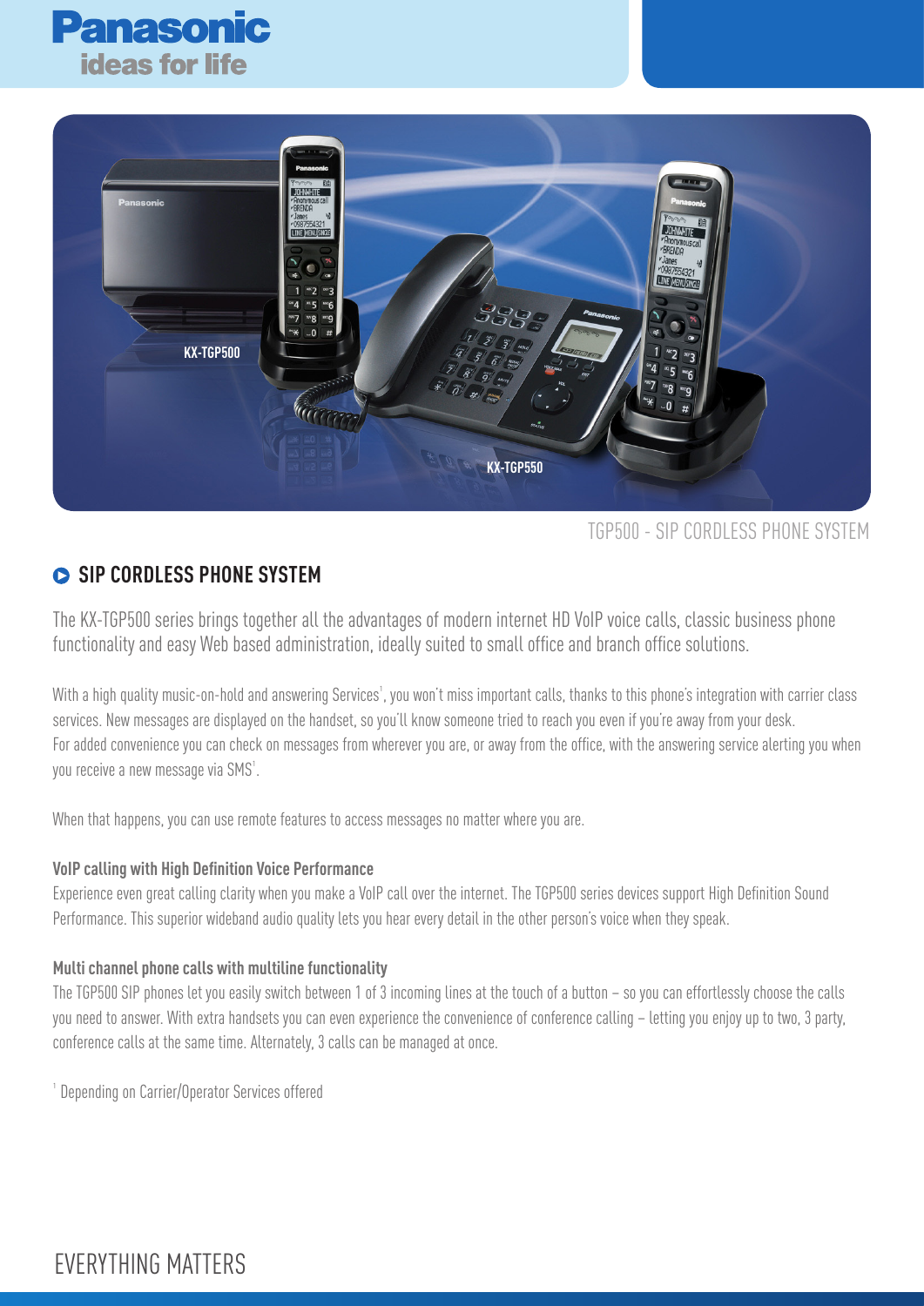Panasonic
ideas for life

KX-TGP500

KX-TGP550

TGP500 - SIP CORDLESS PHONE SYSTEM

## SIP CORDLESS PHONE SYSTEM

The KX-TGP500 series brings together all the advantages of modern internet HD VoIP voice calls, classic business phone functionality and easy Web based administration, ideally suited to small office and branch office solutions.

With a high quality music-on-hold and answering Services[1], you won't miss important calls, thanks to this phone's integration with carrier class services. New messages are displayed on the handset, so you'll know someone tried to reach you even if you're away from your desk. For added convenience you can check on messages from wherever you are, or away from the office, with the answering service alerting you when you receive a new message via SMS[1].

When that happens, you can use remote features to access messages no matter where you are.

### VoIP calling with High Definition Voice Performance

Experience even great calling clarity when you make a VoIP call over the internet. The TGP500 series devices support High Definition Sound Performance. This superior wideband audio quality lets you hear every detail in the other person's voice when they speak.

### Multi channel phone calls with multiline functionality

The TGP500 SIP phones let you easily switch between 1 of 3 incoming lines at the touch of a button – so you can effortlessly choose the calls you need to answer. With extra handsets you can even experience the convenience of conference calling – letting you enjoy up to two, 3 party, conference calls at the same time. Alternately, 3 calls can be managed at once.

[1] Depending on Carrier/Operator Services offered

EVERYTHING MATTERS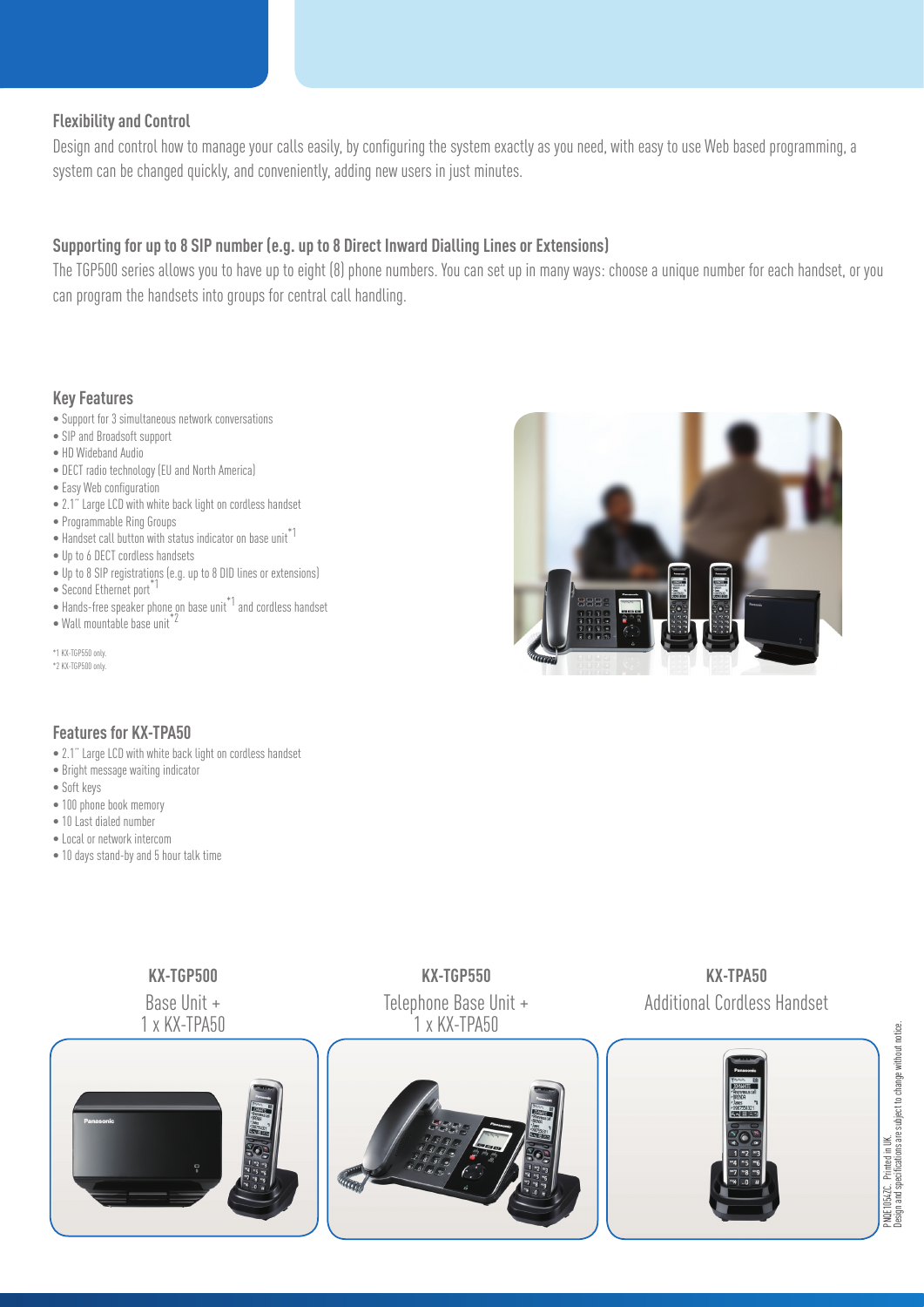## Flexibility and Control

Design and control how to manage your calls easily, by configuring the system exactly as you need, with easy to use Web based programming, a system can be changed quickly, and conveniently, adding new users in just minutes.

## Supporting for up to 8 SIP number (e.g. up to 8 Direct Inward Dialling Lines or Extensions)

The TGP500 series allows you to have up to eight (8) phone numbers. You can set up in many ways: choose a unique number for each handset, or you can program the handsets into groups for central call handling.

## Key Features

- Support for 3 simultaneous network conversations
- SIP and Broadsoft support
- HD Wideband Audio
- DECT radio technology (EU and North America)
- Easy Web configuration
- 2.1" Large LCD with white back light on cordless handset
- Programmable Ring Groups
- Handset call button with status indicator on base unit [*1]
- Up to 6 DECT cordless handsets
- Up to 8 SIP registrations (e.g. up to 8 DID lines or extensions)
- Second Ethernet port [*1]
- Hands-free speaker phone on base unit [*1] and cordless handset
- Wall mountable base unit [*2]

*1 KX-TGP550 only.
*2 KX-TGP500 only.

## Features for KX-TPA50

- 2.1" Large LCD with white back light on cordless handset
- Bright message waiting indicator
- Soft keys
- 100 phone book memory
- 10 Last dialed number
- Local or network intercom
- 10 days stand-by and 5 hour talk time

**KX-TGP500**
Base Unit + 1 x KX-TPA50

**KX-TGP550**
Telephone Base Unit + 1 x KX-TPA50

**KX-TPA50**
Additional Cordless Handset

PNQE1056ZC. Printed in UK.
Design and specifications are subject to change without notice.